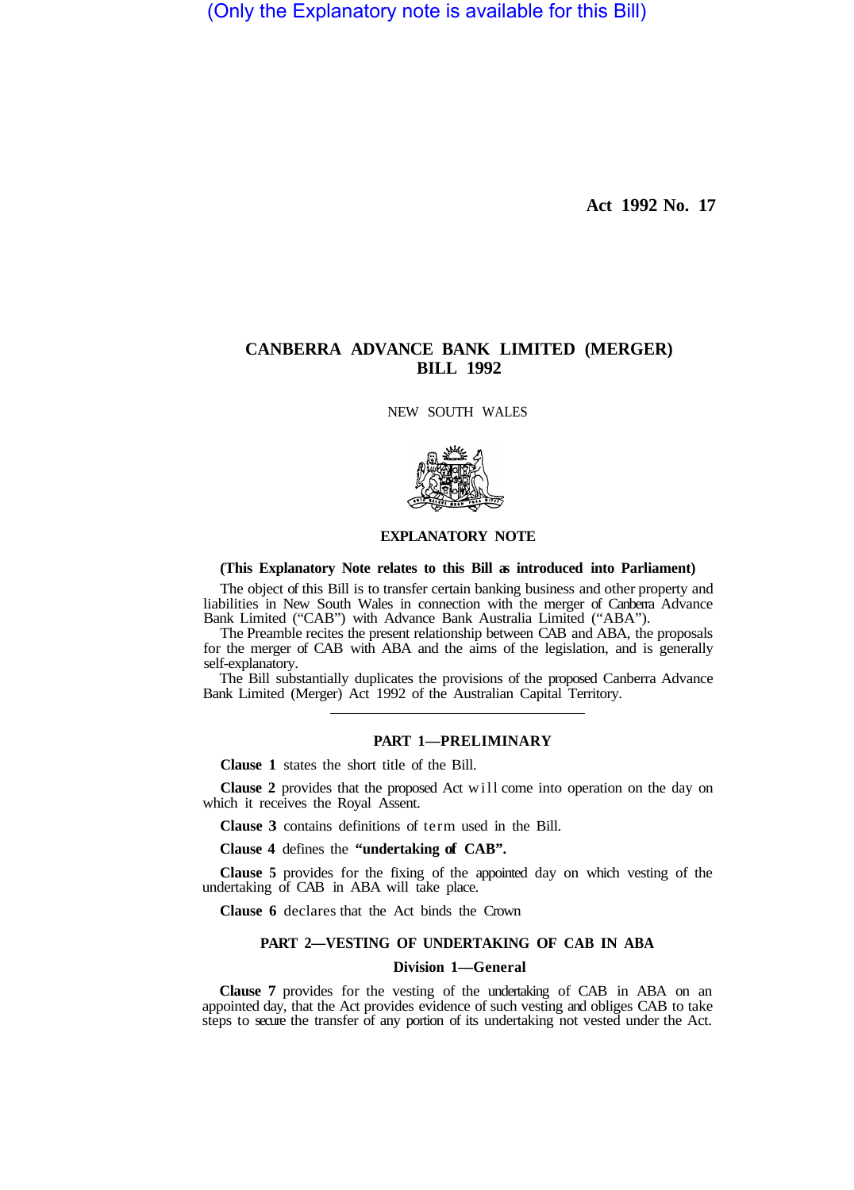(Only the Explanatory note is available for this Bill)

Act 1992 No. 17

# CANBERRA ADVANCE BANK LIMITED (MERGER) BILL 1992

NEW SOUTH WALES

## EXPLANATORY NOTE

**(This Explanatory Note relates to this Bill as introduced into Parliament)**

The object of this Bill is to transfer certain banking business and other property and liabilities in New South Wales in connection with the merger of Canberra Advance Bank Limited ("CAB") with Advance Bank Australia Limited ("ABA").

The Preamble recites the present relationship between CAB and ABA, the proposals for the merger of CAB with ABA and the aims of the legislation, and is generally self-explanatory.

The Bill substantially duplicates the provisions of the proposed Canberra Advance Bank Limited (Merger) Act 1992 of the Australian Capital Territory.

### PART 1—PRELIMINARY

**Clause 1** states the short title of the Bill.

**Clause 2** provides that the proposed Act will come into operation on the day on which it receives the Royal Assent.

**Clause 3** contains definitions of term used in the Bill.

**Clause 4** defines the **"undertaking of CAB".**

**Clause 5** provides for the fixing of the appointed day on which vesting of the undertaking of CAB in ABA will take place.

**Clause 6** declares that the Act binds the Crown

### PART 2—VESTING OF UNDERTAKING OF CAB IN ABA

#### Division 1—General

**Clause 7** provides for the vesting of the undertaking of CAB in ABA on an appointed day, that the Act provides evidence of such vesting and obliges CAB to take steps to secure the transfer of any portion of its undertaking not vested under the Act.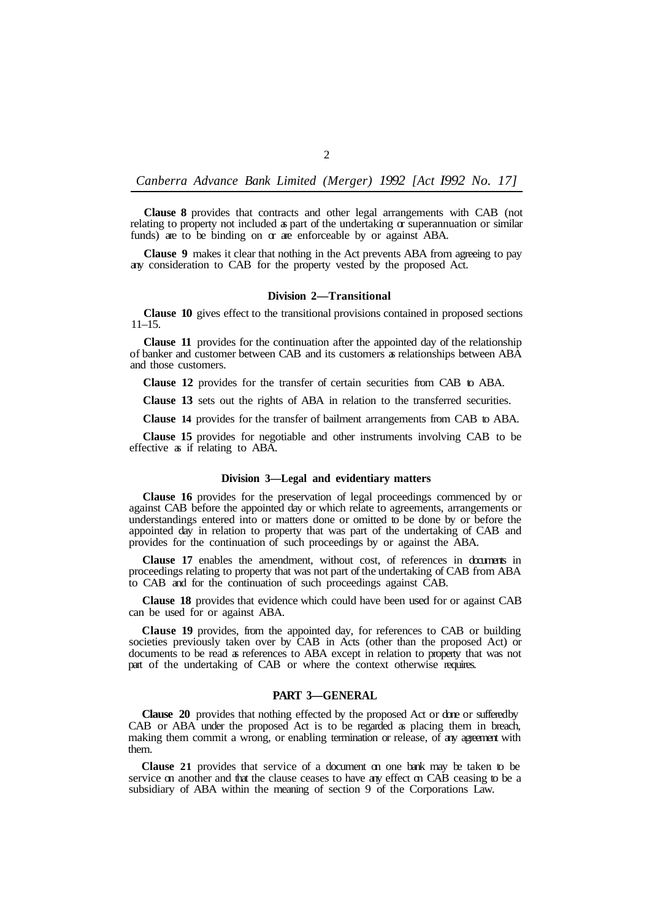**Clause 8** provides that contracts and other legal arrangements with CAB (not relating to property not included as part of the undertaking or superannuation or similar funds) are to be binding on or are enforceable by or against ABA.

**Clause 9** makes it clear that nothing in the Act prevents ABA from agreeing to pay any consideration to CAB for the property vested by the proposed Act.

### Division 2—Transitional

**Clause 10** gives effect to the transitional provisions contained in proposed sections 11–15.

**Clause 11** provides for the continuation after the appointed day of the relationship of banker and customer between CAB and its customers as relationships between ABA and those customers.

**Clause 12** provides for the transfer of certain securities from CAB to ABA.

**Clause 13** sets out the rights of ABA in relation to the transferred securities.

**Clause 14** provides for the transfer of bailment arrangements from CAB to ABA.

**Clause 15** provides for negotiable and other instruments involving CAB to be effective as if relating to ABA.

### Division 3—Legal and evidentiary matters

**Clause 16** provides for the preservation of legal proceedings commenced by or against CAB before the appointed day or which relate to agreements, arrangements or understandings entered into or matters done or omitted to be done by or before the appointed day in relation to property that was part of the undertaking of CAB and provides for the continuation of such proceedings by or against the ABA.

**Clause 17** enables the amendment, without cost, of references in documents in proceedings relating to property that was not part of the undertaking of CAB from ABA to CAB and for the continuation of such proceedings against CAB.

**Clause 18** provides that evidence which could have been used for or against CAB can be used for or against ABA.

**Clause 19** provides, from the appointed day, for references to CAB or building societies previously taken over by CAB in Acts (other than the proposed Act) or documents to be read as references to ABA except in relation to property that was not part of the undertaking of CAB or where the context otherwise requires.

## PART 3—GENERAL

**Clause 20** provides that nothing effected by the proposed Act or done or suffered by CAB or ABA under the proposed Act is to be regarded as placing them in breach, making them commit a wrong, or enabling termination or release, of any agreement with them.

**Clause 21** provides that service of a document on one bank may be taken to be service on another and that the clause ceases to have any effect on CAB ceasing to be a subsidiary of ABA within the meaning of section 9 of the Corporations Law.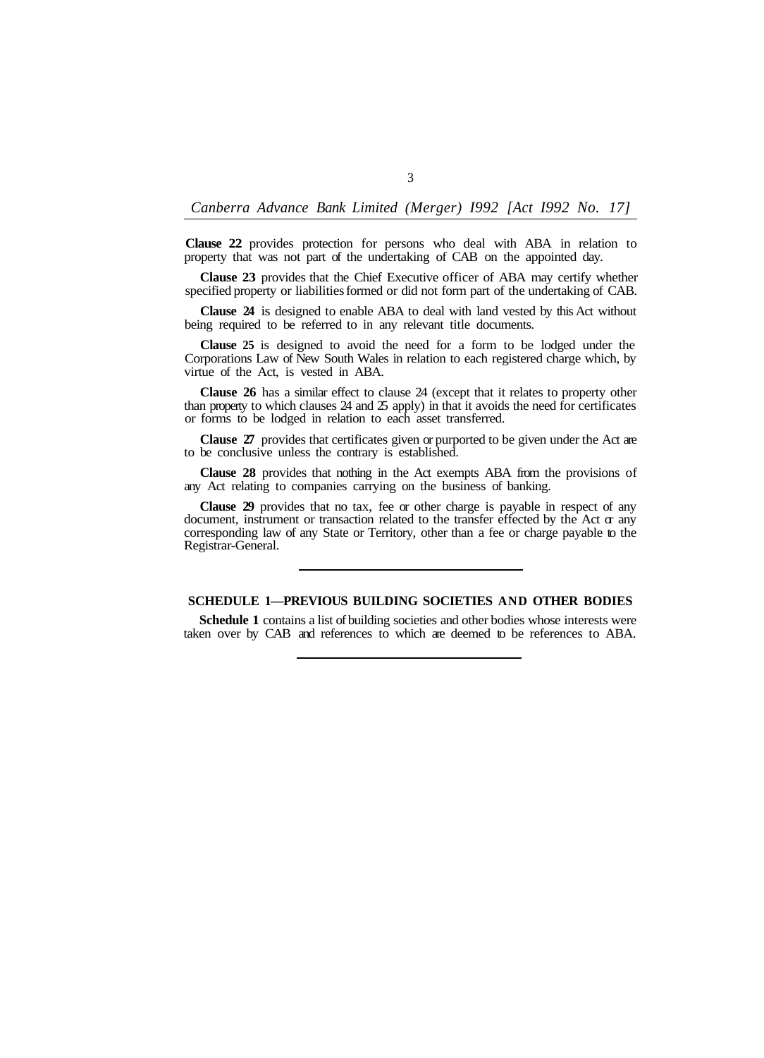**Clause 22** provides protection for persons who deal with ABA in relation to property that was not part of the undertaking of CAB on the appointed day.

**Clause 23** provides that the Chief Executive officer of ABA may certify whether specified property or liabilities formed or did not form part of the undertaking of CAB.

**Clause 24** is designed to enable ABA to deal with land vested by this Act without being required to be referred to in any relevant title documents.

**Clause 25** is designed to avoid the need for a form to be lodged under the Corporations Law of New South Wales in relation to each registered charge which, by virtue of the Act, is vested in ABA.

**Clause 26** has a similar effect to clause 24 (except that it relates to property other than property to which clauses 24 and 25 apply) in that it avoids the need for certificates or forms to be lodged in relation to each asset transferred.

**Clause 27** provides that certificates given or purported to be given under the Act are to be conclusive unless the contrary is established.

**Clause 28** provides that nothing in the Act exempts ABA from the provisions of any Act relating to companies carrying on the business of banking.

**Clause 29** provides that no tax, fee or other charge is payable in respect of any document, instrument or transaction related to the transfer effected by the Act or any corresponding law of any State or Territory, other than a fee or charge payable to the Registrar-General.

---

## SCHEDULE 1—PREVIOUS BUILDING SOCIETIES AND OTHER BODIES

**Schedule 1** contains a list of building societies and other bodies whose interests were taken over by CAB and references to which are deemed to be references to ABA.

---